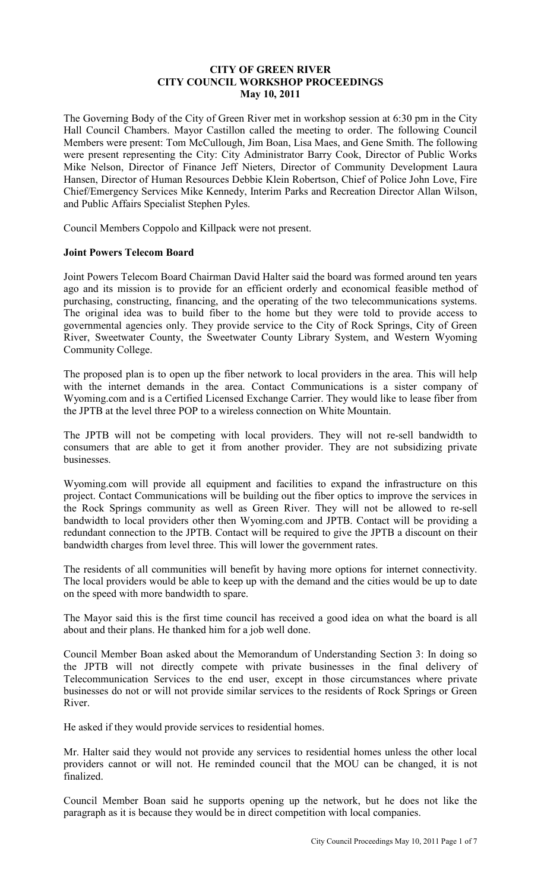**CITY OF GREEN RIVER**
**CITY COUNCIL WORKSHOP PROCEEDINGS**
**May 10, 2011**

The Governing Body of the City of Green River met in workshop session at 6:30 pm in the City Hall Council Chambers. Mayor Castillon called the meeting to order. The following Council Members were present: Tom McCullough, Jim Boan, Lisa Maes, and Gene Smith. The following were present representing the City: City Administrator Barry Cook, Director of Public Works Mike Nelson, Director of Finance Jeff Nieters, Director of Community Development Laura Hansen, Director of Human Resources Debbie Klein Robertson, Chief of Police John Love, Fire Chief/Emergency Services Mike Kennedy, Interim Parks and Recreation Director Allan Wilson, and Public Affairs Specialist Stephen Pyles.

Council Members Coppolo and Killpack were not present.

**Joint Powers Telecom Board**

Joint Powers Telecom Board Chairman David Halter said the board was formed around ten years ago and its mission is to provide for an efficient orderly and economical feasible method of purchasing, constructing, financing, and the operating of the two telecommunications systems. The original idea was to build fiber to the home but they were told to provide access to governmental agencies only. They provide service to the City of Rock Springs, City of Green River, Sweetwater County, the Sweetwater County Library System, and Western Wyoming Community College.

The proposed plan is to open up the fiber network to local providers in the area. This will help with the internet demands in the area. Contact Communications is a sister company of Wyoming.com and is a Certified Licensed Exchange Carrier. They would like to lease fiber from the JPTB at the level three POP to a wireless connection on White Mountain.

The JPTB will not be competing with local providers. They will not re-sell bandwidth to consumers that are able to get it from another provider. They are not subsidizing private businesses.

Wyoming.com will provide all equipment and facilities to expand the infrastructure on this project. Contact Communications will be building out the fiber optics to improve the services in the Rock Springs community as well as Green River. They will not be allowed to re-sell bandwidth to local providers other then Wyoming.com and JPTB. Contact will be providing a redundant connection to the JPTB. Contact will be required to give the JPTB a discount on their bandwidth charges from level three. This will lower the government rates.

The residents of all communities will benefit by having more options for internet connectivity. The local providers would be able to keep up with the demand and the cities would be up to date on the speed with more bandwidth to spare.

The Mayor said this is the first time council has received a good idea on what the board is all about and their plans. He thanked him for a job well done.

Council Member Boan asked about the Memorandum of Understanding Section 3: In doing so the JPTB will not directly compete with private businesses in the final delivery of Telecommunication Services to the end user, except in those circumstances where private businesses do not or will not provide similar services to the residents of Rock Springs or Green River.

He asked if they would provide services to residential homes.

Mr. Halter said they would not provide any services to residential homes unless the other local providers cannot or will not. He reminded council that the MOU can be changed, it is not finalized.

Council Member Boan said he supports opening up the network, but he does not like the paragraph as it is because they would be in direct competition with local companies.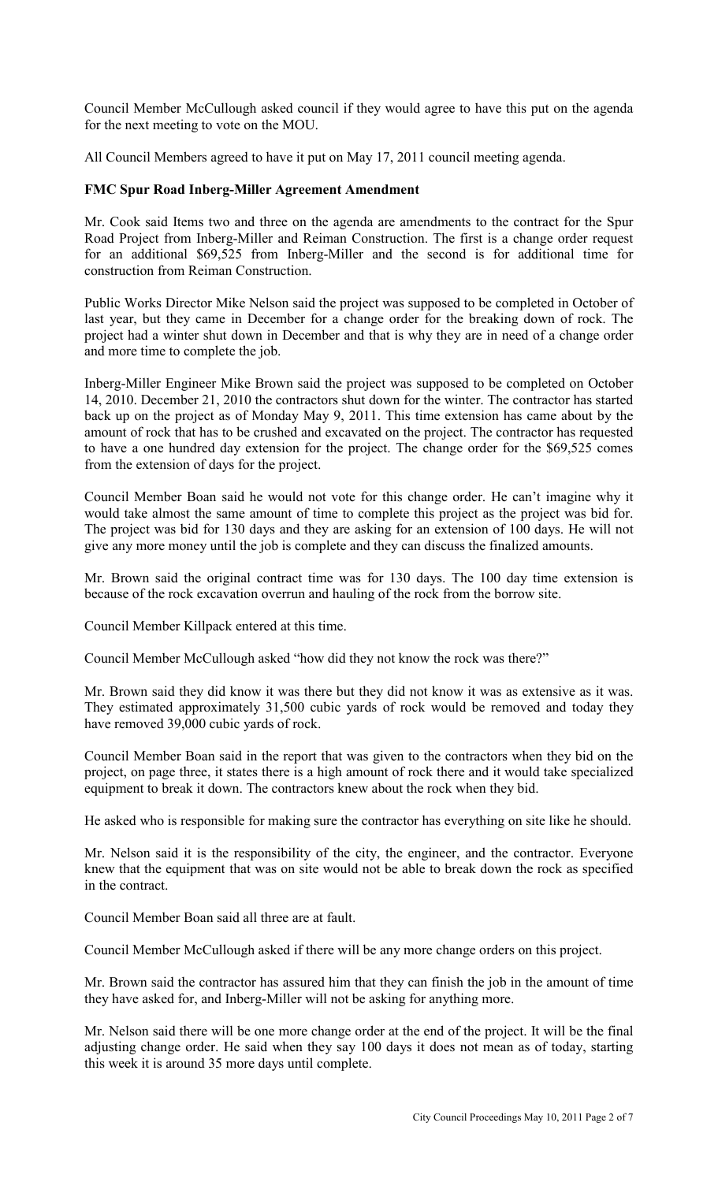Council Member McCullough asked council if they would agree to have this put on the agenda for the next meeting to vote on the MOU.

All Council Members agreed to have it put on May 17, 2011 council meeting agenda.

**FMC Spur Road Inberg-Miller Agreement Amendment**

Mr. Cook said Items two and three on the agenda are amendments to the contract for the Spur Road Project from Inberg-Miller and Reiman Construction. The first is a change order request for an additional $69,525 from Inberg-Miller and the second is for additional time for construction from Reiman Construction.

Public Works Director Mike Nelson said the project was supposed to be completed in October of last year, but they came in December for a change order for the breaking down of rock. The project had a winter shut down in December and that is why they are in need of a change order and more time to complete the job.

Inberg-Miller Engineer Mike Brown said the project was supposed to be completed on October 14, 2010. December 21, 2010 the contractors shut down for the winter. The contractor has started back up on the project as of Monday May 9, 2011. This time extension has came about by the amount of rock that has to be crushed and excavated on the project. The contractor has requested to have a one hundred day extension for the project. The change order for the $69,525 comes from the extension of days for the project.

Council Member Boan said he would not vote for this change order. He can't imagine why it would take almost the same amount of time to complete this project as the project was bid for. The project was bid for 130 days and they are asking for an extension of 100 days. He will not give any more money until the job is complete and they can discuss the finalized amounts.

Mr. Brown said the original contract time was for 130 days. The 100 day time extension is because of the rock excavation overrun and hauling of the rock from the borrow site.

Council Member Killpack entered at this time.

Council Member McCullough asked "how did they not know the rock was there?"

Mr. Brown said they did know it was there but they did not know it was as extensive as it was. They estimated approximately 31,500 cubic yards of rock would be removed and today they have removed 39,000 cubic yards of rock.

Council Member Boan said in the report that was given to the contractors when they bid on the project, on page three, it states there is a high amount of rock there and it would take specialized equipment to break it down. The contractors knew about the rock when they bid.

He asked who is responsible for making sure the contractor has everything on site like he should.

Mr. Nelson said it is the responsibility of the city, the engineer, and the contractor. Everyone knew that the equipment that was on site would not be able to break down the rock as specified in the contract.

Council Member Boan said all three are at fault.

Council Member McCullough asked if there will be any more change orders on this project.

Mr. Brown said the contractor has assured him that they can finish the job in the amount of time they have asked for, and Inberg-Miller will not be asking for anything more.

Mr. Nelson said there will be one more change order at the end of the project. It will be the final adjusting change order. He said when they say 100 days it does not mean as of today, starting this week it is around 35 more days until complete.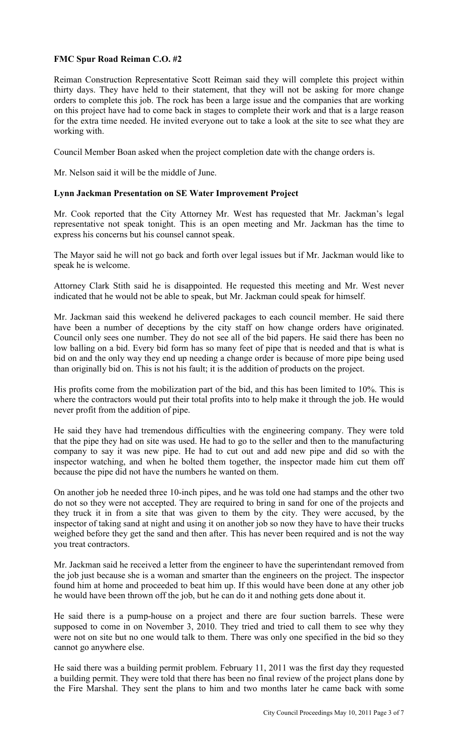**FMC Spur Road Reiman C.O. #2**

Reiman Construction Representative Scott Reiman said they will complete this project within thirty days. They have held to their statement, that they will not be asking for more change orders to complete this job. The rock has been a large issue and the companies that are working on this project have had to come back in stages to complete their work and that is a large reason for the extra time needed. He invited everyone out to take a look at the site to see what they are working with.

Council Member Boan asked when the project completion date with the change orders is.

Mr. Nelson said it will be the middle of June.

**Lynn Jackman Presentation on SE Water Improvement Project**

Mr. Cook reported that the City Attorney Mr. West has requested that Mr. Jackman's legal representative not speak tonight. This is an open meeting and Mr. Jackman has the time to express his concerns but his counsel cannot speak.

The Mayor said he will not go back and forth over legal issues but if Mr. Jackman would like to speak he is welcome.

Attorney Clark Stith said he is disappointed. He requested this meeting and Mr. West never indicated that he would not be able to speak, but Mr. Jackman could speak for himself.

Mr. Jackman said this weekend he delivered packages to each council member. He said there have been a number of deceptions by the city staff on how change orders have originated. Council only sees one number. They do not see all of the bid papers. He said there has been no low balling on a bid. Every bid form has so many feet of pipe that is needed and that is what is bid on and the only way they end up needing a change order is because of more pipe being used than originally bid on. This is not his fault; it is the addition of products on the project.

His profits come from the mobilization part of the bid, and this has been limited to 10%. This is where the contractors would put their total profits into to help make it through the job. He would never profit from the addition of pipe.

He said they have had tremendous difficulties with the engineering company. They were told that the pipe they had on site was used. He had to go to the seller and then to the manufacturing company to say it was new pipe. He had to cut out and add new pipe and did so with the inspector watching, and when he bolted them together, the inspector made him cut them off because the pipe did not have the numbers he wanted on them.

On another job he needed three 10-inch pipes, and he was told one had stamps and the other two do not so they were not accepted. They are required to bring in sand for one of the projects and they truck it in from a site that was given to them by the city. They were accused, by the inspector of taking sand at night and using it on another job so now they have to have their trucks weighed before they get the sand and then after. This has never been required and is not the way you treat contractors.

Mr. Jackman said he received a letter from the engineer to have the superintendant removed from the job just because she is a woman and smarter than the engineers on the project. The inspector found him at home and proceeded to beat him up. If this would have been done at any other job he would have been thrown off the job, but he can do it and nothing gets done about it.

He said there is a pump-house on a project and there are four suction barrels. These were supposed to come in on November 3, 2010. They tried and tried to call them to see why they were not on site but no one would talk to them. There was only one specified in the bid so they cannot go anywhere else.

He said there was a building permit problem. February 11, 2011 was the first day they requested a building permit. They were told that there has been no final review of the project plans done by the Fire Marshal. They sent the plans to him and two months later he came back with some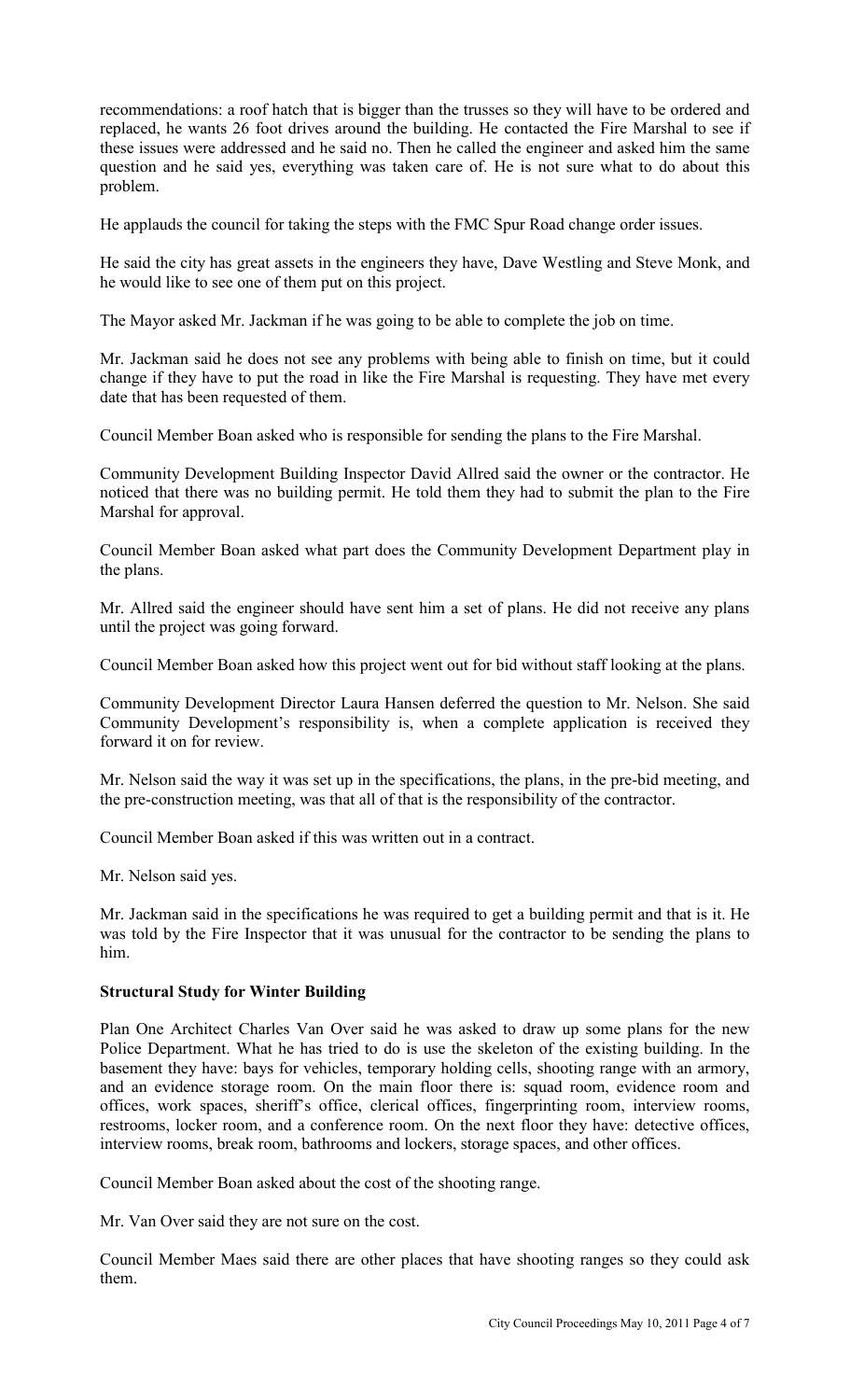recommendations: a roof hatch that is bigger than the trusses so they will have to be ordered and replaced, he wants 26 foot drives around the building. He contacted the Fire Marshal to see if these issues were addressed and he said no. Then he called the engineer and asked him the same question and he said yes, everything was taken care of. He is not sure what to do about this problem.

He applauds the council for taking the steps with the FMC Spur Road change order issues.

He said the city has great assets in the engineers they have, Dave Westling and Steve Monk, and he would like to see one of them put on this project.

The Mayor asked Mr. Jackman if he was going to be able to complete the job on time.

Mr. Jackman said he does not see any problems with being able to finish on time, but it could change if they have to put the road in like the Fire Marshal is requesting. They have met every date that has been requested of them.

Council Member Boan asked who is responsible for sending the plans to the Fire Marshal.

Community Development Building Inspector David Allred said the owner or the contractor. He noticed that there was no building permit. He told them they had to submit the plan to the Fire Marshal for approval.

Council Member Boan asked what part does the Community Development Department play in the plans.

Mr. Allred said the engineer should have sent him a set of plans. He did not receive any plans until the project was going forward.

Council Member Boan asked how this project went out for bid without staff looking at the plans.

Community Development Director Laura Hansen deferred the question to Mr. Nelson. She said Community Development's responsibility is, when a complete application is received they forward it on for review.

Mr. Nelson said the way it was set up in the specifications, the plans, in the pre-bid meeting, and the pre-construction meeting, was that all of that is the responsibility of the contractor.

Council Member Boan asked if this was written out in a contract.

Mr. Nelson said yes.

Mr. Jackman said in the specifications he was required to get a building permit and that is it. He was told by the Fire Inspector that it was unusual for the contractor to be sending the plans to him.

**Structural Study for Winter Building**

Plan One Architect Charles Van Over said he was asked to draw up some plans for the new Police Department. What he has tried to do is use the skeleton of the existing building. In the basement they have: bays for vehicles, temporary holding cells, shooting range with an armory, and an evidence storage room. On the main floor there is: squad room, evidence room and offices, work spaces, sheriff's office, clerical offices, fingerprinting room, interview rooms, restrooms, locker room, and a conference room. On the next floor they have: detective offices, interview rooms, break room, bathrooms and lockers, storage spaces, and other offices.

Council Member Boan asked about the cost of the shooting range.

Mr. Van Over said they are not sure on the cost.

Council Member Maes said there are other places that have shooting ranges so they could ask them.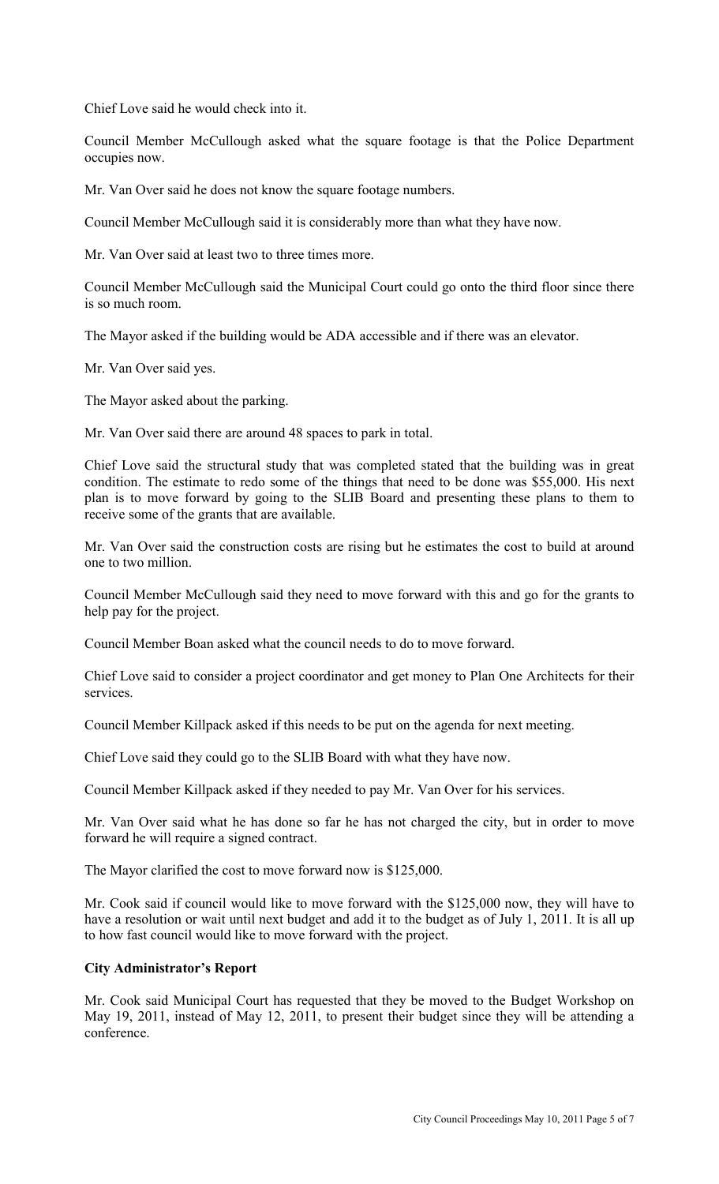Chief Love said he would check into it.

Council Member McCullough asked what the square footage is that the Police Department occupies now.

Mr. Van Over said he does not know the square footage numbers.

Council Member McCullough said it is considerably more than what they have now.

Mr. Van Over said at least two to three times more.

Council Member McCullough said the Municipal Court could go onto the third floor since there is so much room.

The Mayor asked if the building would be ADA accessible and if there was an elevator.

Mr. Van Over said yes.

The Mayor asked about the parking.

Mr. Van Over said there are around 48 spaces to park in total.

Chief Love said the structural study that was completed stated that the building was in great condition. The estimate to redo some of the things that need to be done was $55,000. His next plan is to move forward by going to the SLIB Board and presenting these plans to them to receive some of the grants that are available.

Mr. Van Over said the construction costs are rising but he estimates the cost to build at around one to two million.

Council Member McCullough said they need to move forward with this and go for the grants to help pay for the project.

Council Member Boan asked what the council needs to do to move forward.

Chief Love said to consider a project coordinator and get money to Plan One Architects for their services.

Council Member Killpack asked if this needs to be put on the agenda for next meeting.

Chief Love said they could go to the SLIB Board with what they have now.

Council Member Killpack asked if they needed to pay Mr. Van Over for his services.

Mr. Van Over said what he has done so far he has not charged the city, but in order to move forward he will require a signed contract.

The Mayor clarified the cost to move forward now is $125,000.

Mr. Cook said if council would like to move forward with the $125,000 now, they will have to have a resolution or wait until next budget and add it to the budget as of July 1, 2011. It is all up to how fast council would like to move forward with the project.

**City Administrator's Report**

Mr. Cook said Municipal Court has requested that they be moved to the Budget Workshop on May 19, 2011, instead of May 12, 2011, to present their budget since they will be attending a conference.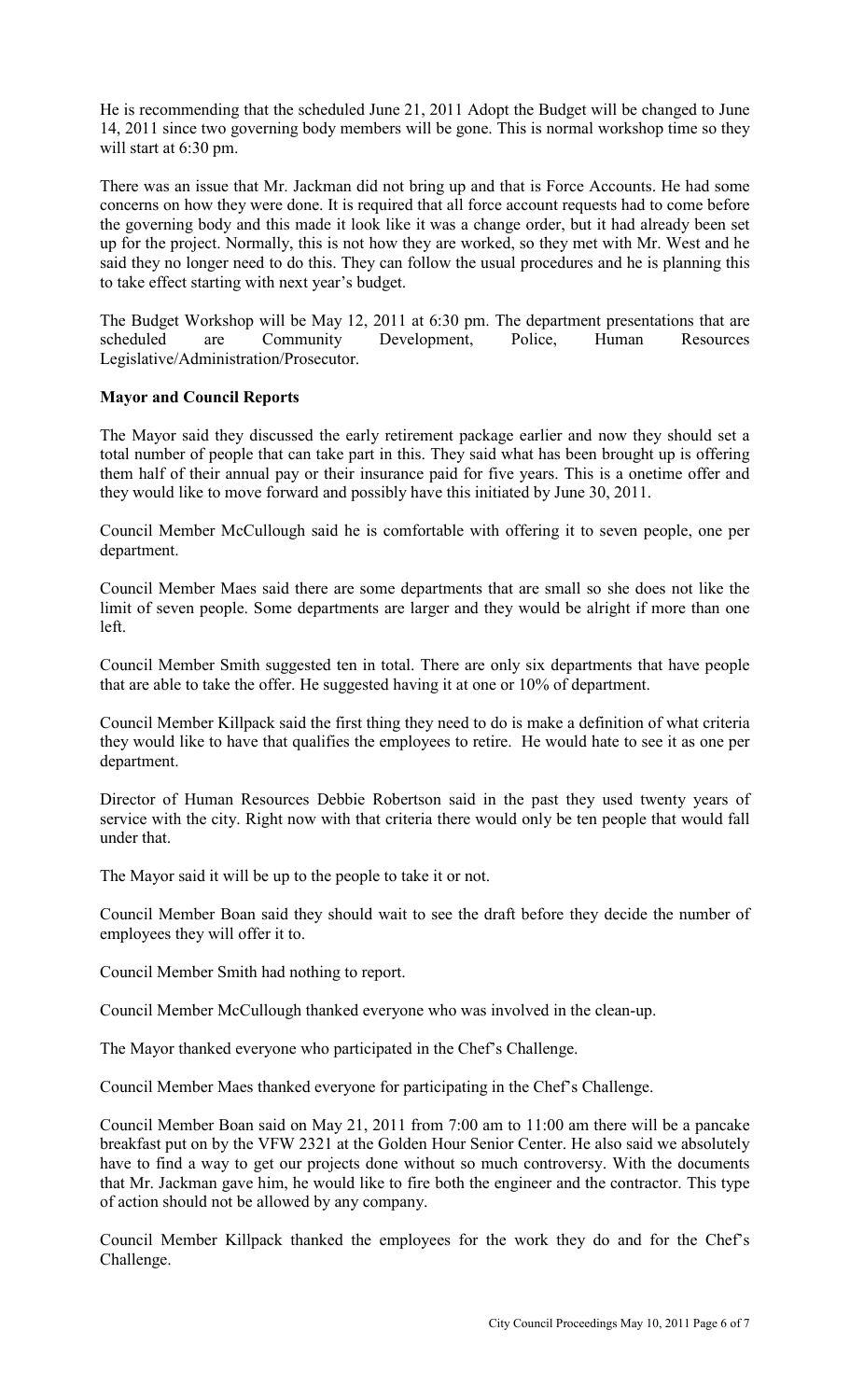He is recommending that the scheduled June 21, 2011 Adopt the Budget will be changed to June 14, 2011 since two governing body members will be gone. This is normal workshop time so they will start at 6:30 pm.

There was an issue that Mr. Jackman did not bring up and that is Force Accounts. He had some concerns on how they were done. It is required that all force account requests had to come before the governing body and this made it look like it was a change order, but it had already been set up for the project. Normally, this is not how they are worked, so they met with Mr. West and he said they no longer need to do this. They can follow the usual procedures and he is planning this to take effect starting with next year's budget.

The Budget Workshop will be May 12, 2011 at 6:30 pm. The department presentations that are scheduled are Community Development, Police, Human Resources Legislative/Administration/Prosecutor.

**Mayor and Council Reports**

The Mayor said they discussed the early retirement package earlier and now they should set a total number of people that can take part in this. They said what has been brought up is offering them half of their annual pay or their insurance paid for five years. This is a onetime offer and they would like to move forward and possibly have this initiated by June 30, 2011.

Council Member McCullough said he is comfortable with offering it to seven people, one per department.

Council Member Maes said there are some departments that are small so she does not like the limit of seven people. Some departments are larger and they would be alright if more than one left.

Council Member Smith suggested ten in total. There are only six departments that have people that are able to take the offer. He suggested having it at one or 10% of department.

Council Member Killpack said the first thing they need to do is make a definition of what criteria they would like to have that qualifies the employees to retire. He would hate to see it as one per department.

Director of Human Resources Debbie Robertson said in the past they used twenty years of service with the city. Right now with that criteria there would only be ten people that would fall under that.

The Mayor said it will be up to the people to take it or not.

Council Member Boan said they should wait to see the draft before they decide the number of employees they will offer it to.

Council Member Smith had nothing to report.

Council Member McCullough thanked everyone who was involved in the clean-up.

The Mayor thanked everyone who participated in the Chef's Challenge.

Council Member Maes thanked everyone for participating in the Chef's Challenge.

Council Member Boan said on May 21, 2011 from 7:00 am to 11:00 am there will be a pancake breakfast put on by the VFW 2321 at the Golden Hour Senior Center. He also said we absolutely have to find a way to get our projects done without so much controversy. With the documents that Mr. Jackman gave him, he would like to fire both the engineer and the contractor. This type of action should not be allowed by any company.

Council Member Killpack thanked the employees for the work they do and for the Chef's Challenge.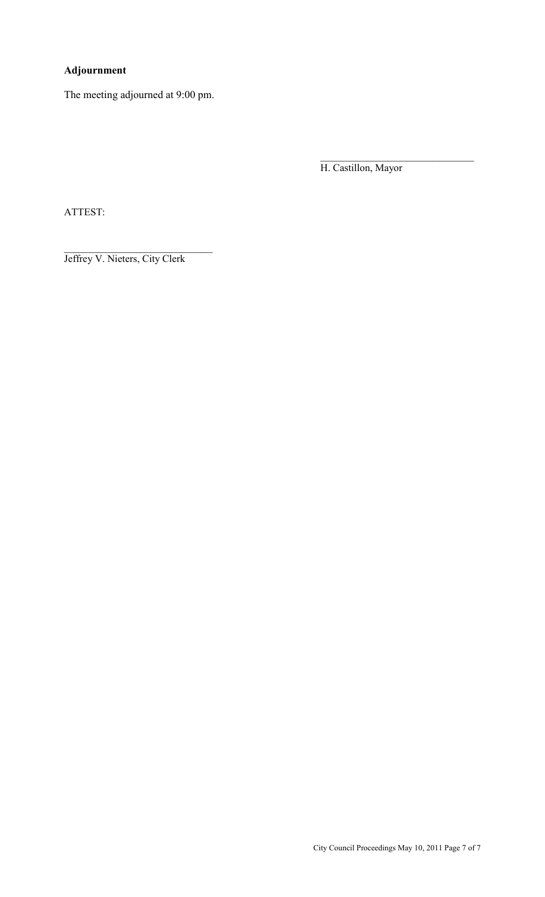**Adjournment**

The meeting adjourned at 9:00 pm.

\_\_\_\_\_\_\_\_\_\_\_\_\_\_\_\_\_\_\_\_\_\_\_\_\_\_\_\_\_\_

H. Castillon, Mayor

ATTEST:

\_\_\_\_\_\_\_\_\_\_\_\_\_\_\_\_\_\_\_\_\_\_\_\_\_\_\_\_\_\_

Jeffrey V. Nieters, City Clerk